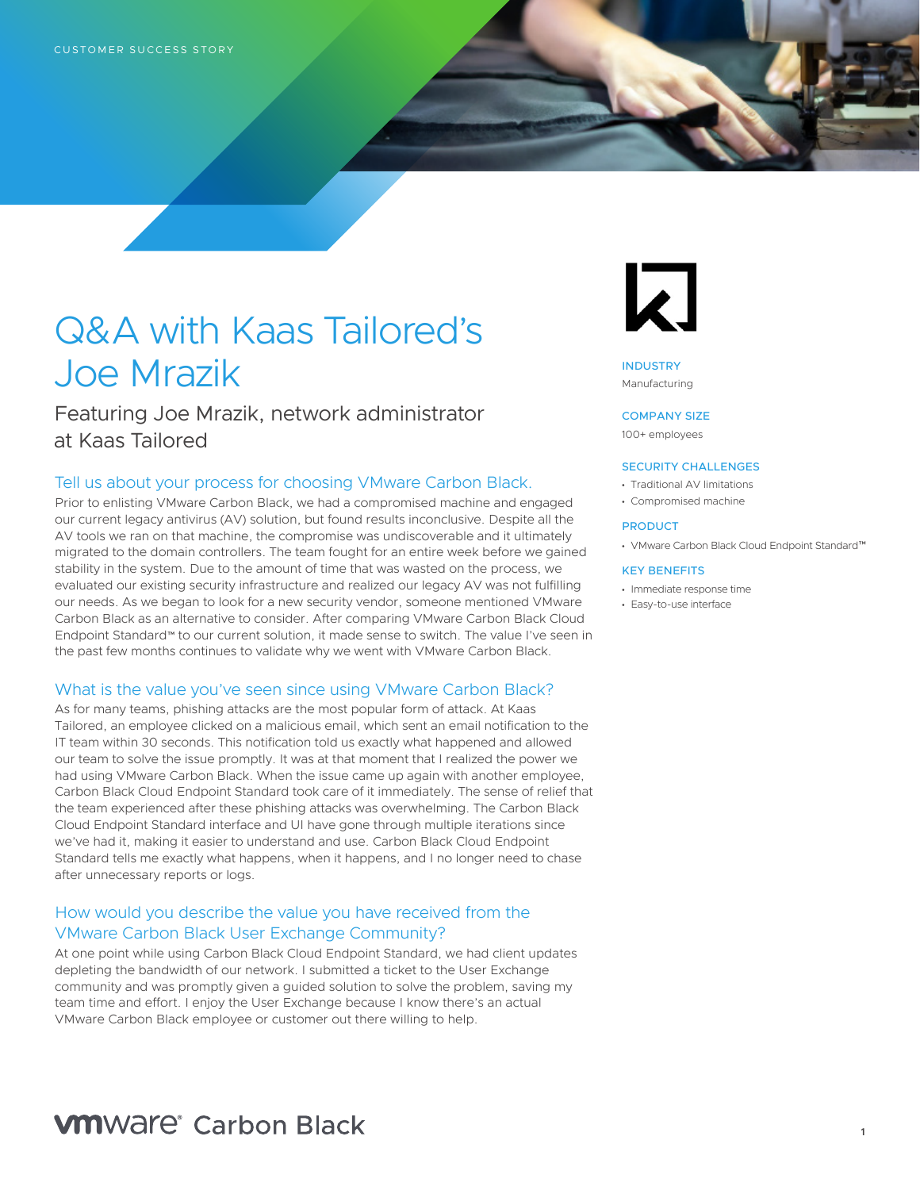CUSTOMER SUCCESS STORY

# Q&A with Kaas Tailored's Joe Mrazik

Featuring Joe Mrazik, network administrator at Kaas Tailored

## Tell us about your process for choosing VMware Carbon Black.

Prior to enlisting VMware Carbon Black, we had a compromised machine and engaged our current legacy antivirus (AV) solution, but found results inconclusive. Despite all the AV tools we ran on that machine, the compromise was undiscoverable and it ultimately migrated to the domain controllers. The team fought for an entire week before we gained stability in the system. Due to the amount of time that was wasted on the process, we evaluated our existing security infrastructure and realized our legacy AV was not fulfilling our needs. As we began to look for a new security vendor, someone mentioned VMware Carbon Black as an alternative to consider. After comparing VMware Carbon Black Cloud Endpoint Standard™ to our current solution, it made sense to switch. The value I've seen in the past few months continues to validate why we went with VMware Carbon Black.

## What is the value you've seen since using VMware Carbon Black?

As for many teams, phishing attacks are the most popular form of attack. At Kaas Tailored, an employee clicked on a malicious email, which sent an email notification to the IT team within 30 seconds. This notification told us exactly what happened and allowed our team to solve the issue promptly. It was at that moment that I realized the power we had using VMware Carbon Black. When the issue came up again with another employee, Carbon Black Cloud Endpoint Standard took care of it immediately. The sense of relief that the team experienced after these phishing attacks was overwhelming. The Carbon Black Cloud Endpoint Standard interface and UI have gone through multiple iterations since we've had it, making it easier to understand and use. Carbon Black Cloud Endpoint Standard tells me exactly what happens, when it happens, and I no longer need to chase after unnecessary reports or logs.

## How would you describe the value you have received from the VMware Carbon Black User Exchange Community?

At one point while using Carbon Black Cloud Endpoint Standard, we had client updates depleting the bandwidth of our network. I submitted a ticket to the User Exchange community and was promptly given a guided solution to solve the problem, saving my team time and effort. I enjoy the User Exchange because I know there's an actual VMware Carbon Black employee or customer out there willing to help.

**INDUSTRY**
Manufacturing

**COMPANY SIZE**
100+ employees

**SECURITY CHALLENGES**
- Traditional AV limitations
- Compromised machine

**PRODUCT**
- VMware Carbon Black Cloud Endpoint Standard™

**KEY BENEFITS**
- Immediate response time
- Easy-to-use interface

vmware® Carbon Black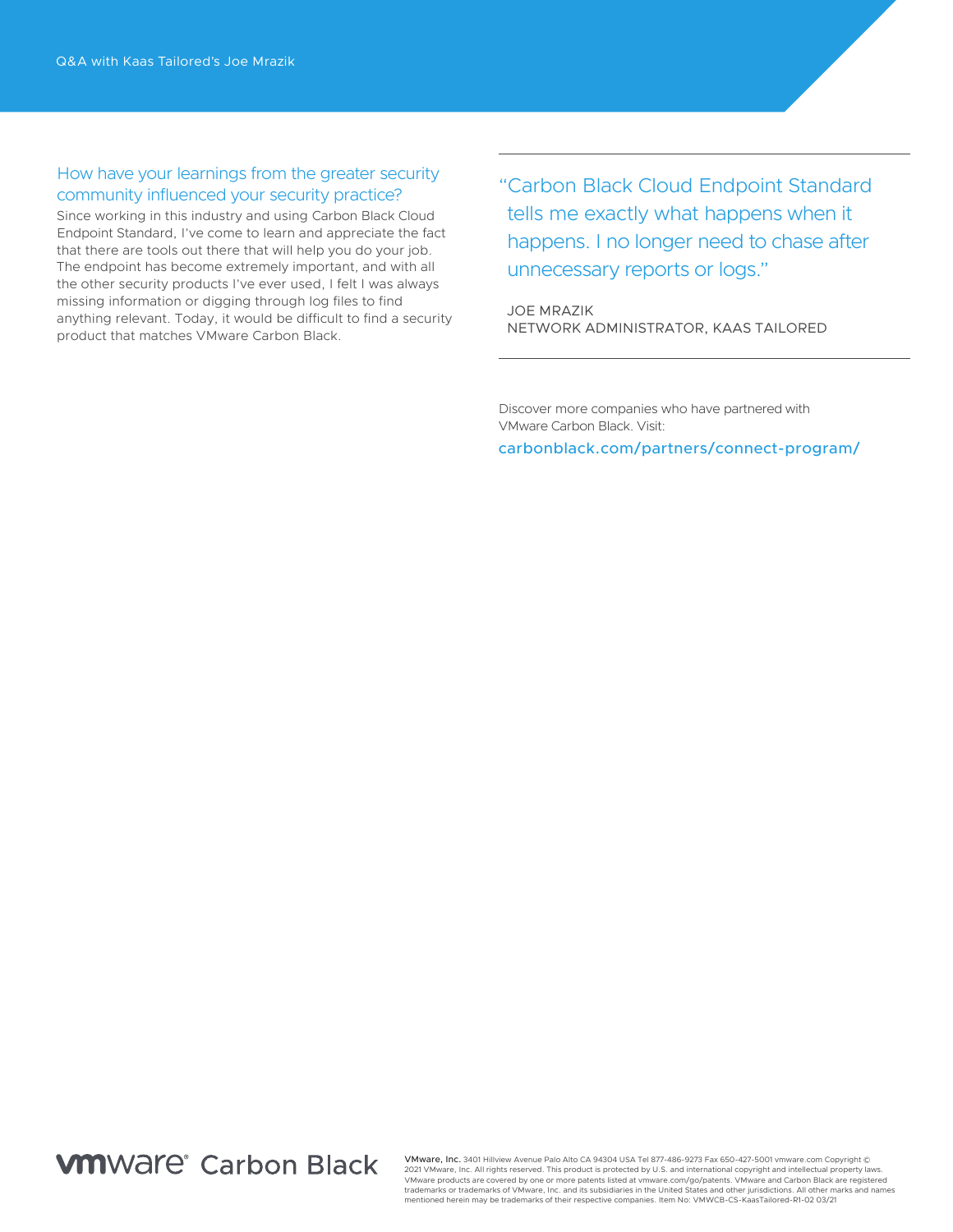### How have your learnings from the greater security community influenced your security practice?

Since working in this industry and using Carbon Black Cloud Endpoint Standard, I've come to learn and appreciate the fact that there are tools out there that will help you do your job. The endpoint has become extremely important, and with all the other security products I've ever used, I felt I was always missing information or digging through log files to find anything relevant. Today, it would be difficult to find a security product that matches VMware Carbon Black.

> "Carbon Black Cloud Endpoint Standard tells me exactly what happens when it happens. I no longer need to chase after unnecessary reports or logs."
>
> JOE MRAZIK
> NETWORK ADMINISTRATOR, KAAS TAILORED

Discover more companies who have partnered with VMware Carbon Black. Visit:

carbonblack.com/partners/connect-program/

**VMware, Inc.** 3401 Hillview Avenue Palo Alto CA 94304 USA Tel 877-486-9273 Fax 650-427-5001 vmware.com Copyright © 2021 VMware, Inc. All rights reserved. This product is protected by U.S. and international copyright and intellectual property laws. VMware products are covered by one or more patents listed at vmware.com/go/patents. VMware and Carbon Black are registered trademarks or trademarks of VMware, Inc. and its subsidiaries in the United States and other jurisdictions. All other marks and names mentioned herein may be trademarks of their respective companies. Item No: VMWCB-CS-KaasTailored-R1-02 03/21